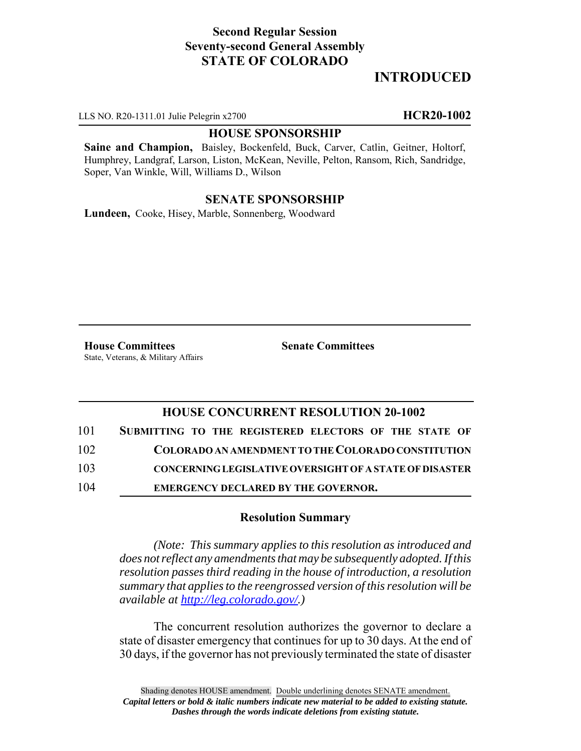**Second Regular Session**
**Seventy-second General Assembly**
**STATE OF COLORADO**

# INTRODUCTED

LLS NO. R20-1311.01 Julie Pelegrin x2700 **HCR20-1002**

**HOUSE SPONSORSHIP**

**Saine and Champion,** Baisley, Bockenfeld, Buck, Carver, Catlin, Geitner, Holtorf, Humphrey, Landgraf, Larson, Liston, McKean, Neville, Pelton, Ransom, Rich, Sandridge, Soper, Van Winkle, Will, Williams D., Wilson

**SENATE SPONSORSHIP**

**Lundeen,** Cooke, Hisey, Marble, Sonnenberg, Woodward

**House Committees**
State, Veterans, & Military Affairs

**Senate Committees**

## HOUSE CONCURRENT RESOLUTION 20-1002

101 **SUBMITTING TO THE REGISTERED ELECTORS OF THE STATE OF**
102 **COLORADO AN AMENDMENT TO THE COLORADO CONSTITUTION**
103 **CONCERNING LEGISLATIVE OVERSIGHT OF A STATE OF DISASTER**
104 **EMERGENCY DECLARED BY THE GOVERNOR.**

### Resolution Summary

*(Note: This summary applies to this resolution as introduced and does not reflect any amendments that may be subsequently adopted. If this resolution passes third reading in the house of introduction, a resolution summary that applies to the reengrossed version of this resolution will be available at http://leg.colorado.gov/.)*

The concurrent resolution authorizes the governor to declare a state of disaster emergency that continues for up to 30 days. At the end of 30 days, if the governor has not previously terminated the state of disaster

Shading denotes HOUSE amendment. Double underlining denotes SENATE amendment.
*Capital letters or bold & italic numbers indicate new material to be added to existing statute.*
*Dashes through the words indicate deletions from existing statute.*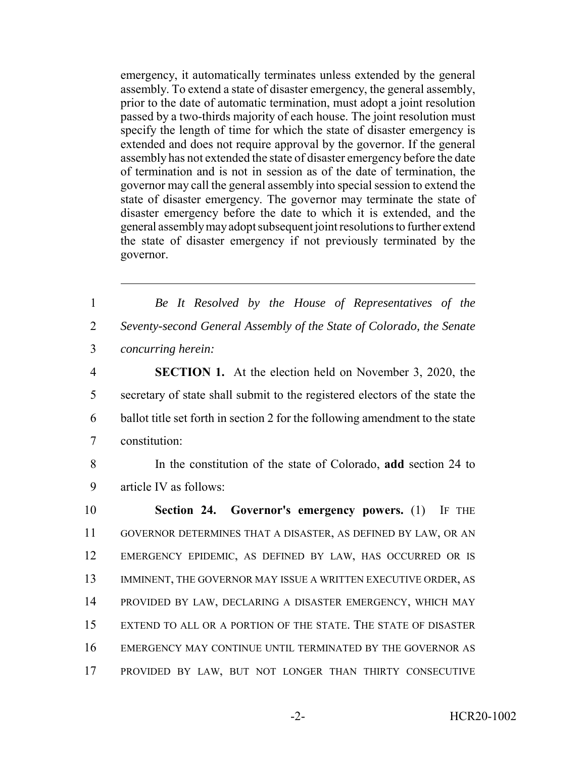emergency, it automatically terminates unless extended by the general assembly. To extend a state of disaster emergency, the general assembly, prior to the date of automatic termination, must adopt a joint resolution passed by a two-thirds majority of each house. The joint resolution must specify the length of time for which the state of disaster emergency is extended and does not require approval by the governor. If the general assembly has not extended the state of disaster emergency before the date of termination and is not in session as of the date of termination, the governor may call the general assembly into special session to extend the state of disaster emergency. The governor may terminate the state of disaster emergency before the date to which it is extended, and the general assembly may adopt subsequent joint resolutions to further extend the state of disaster emergency if not previously terminated by the governor.

---

1 *Be It Resolved by the House of Representatives of the*
2 *Seventy-second General Assembly of the State of Colorado, the Senate*
3 *concurring herein:*

4 **SECTION 1.** At the election held on November 3, 2020, the
5 secretary of state shall submit to the registered electors of the state the
6 ballot title set forth in section 2 for the following amendment to the state
7 constitution:

8 In the constitution of the state of Colorado, **add** section 24 to
9 article IV as follows:

10 **Section 24. Governor's emergency powers.** (1) IF THE
11 GOVERNOR DETERMINES THAT A DISASTER, AS DEFINED BY LAW, OR AN
12 EMERGENCY EPIDEMIC, AS DEFINED BY LAW, HAS OCCURRED OR IS
13 IMMINENT, THE GOVERNOR MAY ISSUE A WRITTEN EXECUTIVE ORDER, AS
14 PROVIDED BY LAW, DECLARING A DISASTER EMERGENCY, WHICH MAY
15 EXTEND TO ALL OR A PORTION OF THE STATE. THE STATE OF DISASTER
16 EMERGENCY MAY CONTINUE UNTIL TERMINATED BY THE GOVERNOR AS
17 PROVIDED BY LAW, BUT NOT LONGER THAN THIRTY CONSECUTIVE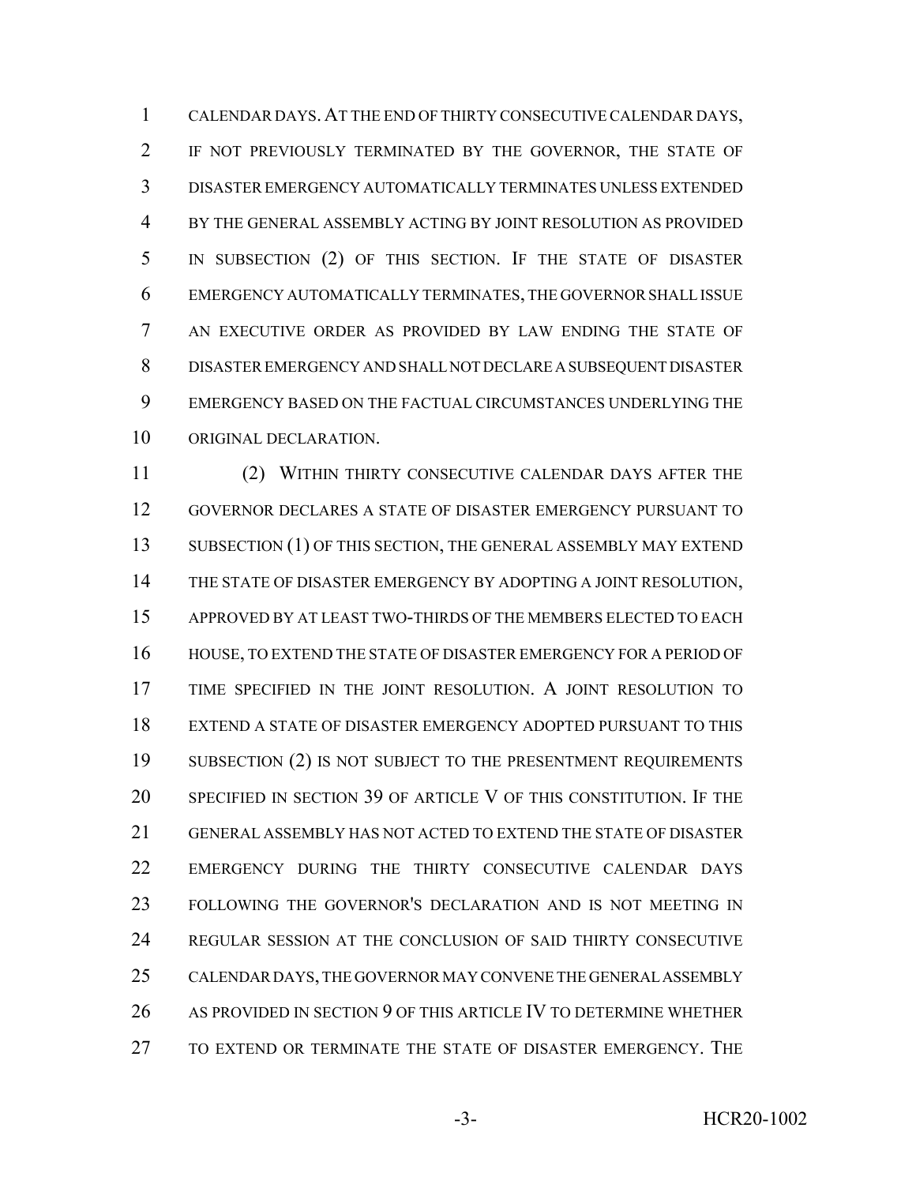CALENDAR DAYS. AT THE END OF THIRTY CONSECUTIVE CALENDAR DAYS, IF NOT PREVIOUSLY TERMINATED BY THE GOVERNOR, THE STATE OF DISASTER EMERGENCY AUTOMATICALLY TERMINATES UNLESS EXTENDED BY THE GENERAL ASSEMBLY ACTING BY JOINT RESOLUTION AS PROVIDED IN SUBSECTION (2) OF THIS SECTION. IF THE STATE OF DISASTER EMERGENCY AUTOMATICALLY TERMINATES, THE GOVERNOR SHALL ISSUE AN EXECUTIVE ORDER AS PROVIDED BY LAW ENDING THE STATE OF DISASTER EMERGENCY AND SHALL NOT DECLARE A SUBSEQUENT DISASTER EMERGENCY BASED ON THE FACTUAL CIRCUMSTANCES UNDERLYING THE ORIGINAL DECLARATION.

(2) WITHIN THIRTY CONSECUTIVE CALENDAR DAYS AFTER THE GOVERNOR DECLARES A STATE OF DISASTER EMERGENCY PURSUANT TO SUBSECTION (1) OF THIS SECTION, THE GENERAL ASSEMBLY MAY EXTEND THE STATE OF DISASTER EMERGENCY BY ADOPTING A JOINT RESOLUTION, APPROVED BY AT LEAST TWO-THIRDS OF THE MEMBERS ELECTED TO EACH HOUSE, TO EXTEND THE STATE OF DISASTER EMERGENCY FOR A PERIOD OF TIME SPECIFIED IN THE JOINT RESOLUTION. A JOINT RESOLUTION TO EXTEND A STATE OF DISASTER EMERGENCY ADOPTED PURSUANT TO THIS SUBSECTION (2) IS NOT SUBJECT TO THE PRESENTMENT REQUIREMENTS SPECIFIED IN SECTION 39 OF ARTICLE V OF THIS CONSTITUTION. IF THE GENERAL ASSEMBLY HAS NOT ACTED TO EXTEND THE STATE OF DISASTER EMERGENCY DURING THE THIRTY CONSECUTIVE CALENDAR DAYS FOLLOWING THE GOVERNOR'S DECLARATION AND IS NOT MEETING IN REGULAR SESSION AT THE CONCLUSION OF SAID THIRTY CONSECUTIVE CALENDAR DAYS, THE GOVERNOR MAY CONVENE THE GENERAL ASSEMBLY AS PROVIDED IN SECTION 9 OF THIS ARTICLE IV TO DETERMINE WHETHER TO EXTEND OR TERMINATE THE STATE OF DISASTER EMERGENCY. THE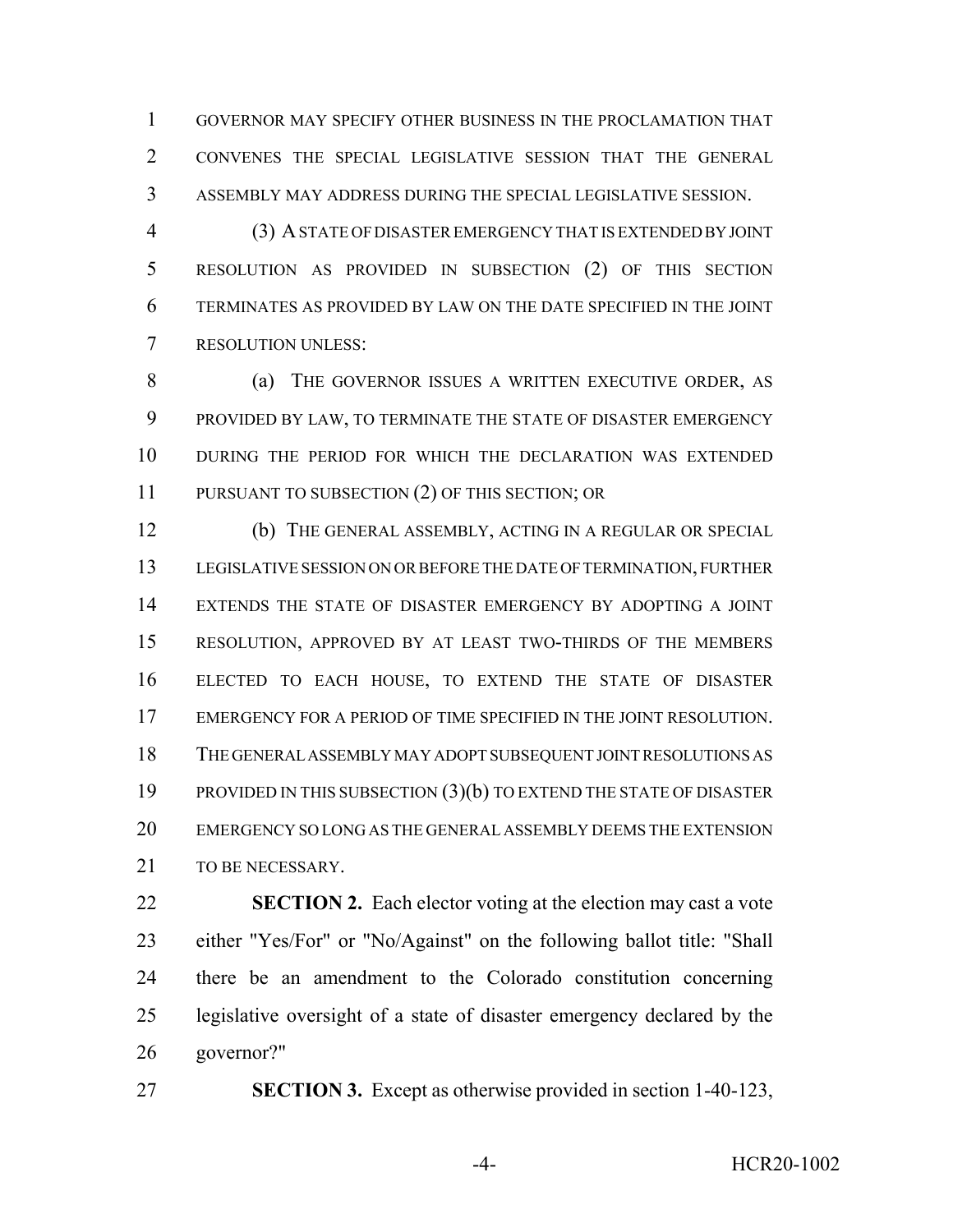GOVERNOR MAY SPECIFY OTHER BUSINESS IN THE PROCLAMATION THAT CONVENES THE SPECIAL LEGISLATIVE SESSION THAT THE GENERAL ASSEMBLY MAY ADDRESS DURING THE SPECIAL LEGISLATIVE SESSION.

(3) A STATE OF DISASTER EMERGENCY THAT IS EXTENDED BY JOINT RESOLUTION AS PROVIDED IN SUBSECTION (2) OF THIS SECTION TERMINATES AS PROVIDED BY LAW ON THE DATE SPECIFIED IN THE JOINT RESOLUTION UNLESS:

(a) THE GOVERNOR ISSUES A WRITTEN EXECUTIVE ORDER, AS PROVIDED BY LAW, TO TERMINATE THE STATE OF DISASTER EMERGENCY DURING THE PERIOD FOR WHICH THE DECLARATION WAS EXTENDED PURSUANT TO SUBSECTION (2) OF THIS SECTION; OR

(b) THE GENERAL ASSEMBLY, ACTING IN A REGULAR OR SPECIAL LEGISLATIVE SESSION ON OR BEFORE THE DATE OF TERMINATION, FURTHER EXTENDS THE STATE OF DISASTER EMERGENCY BY ADOPTING A JOINT RESOLUTION, APPROVED BY AT LEAST TWO-THIRDS OF THE MEMBERS ELECTED TO EACH HOUSE, TO EXTEND THE STATE OF DISASTER EMERGENCY FOR A PERIOD OF TIME SPECIFIED IN THE JOINT RESOLUTION. THE GENERAL ASSEMBLY MAY ADOPT SUBSEQUENT JOINT RESOLUTIONS AS PROVIDED IN THIS SUBSECTION (3)(b) TO EXTEND THE STATE OF DISASTER EMERGENCY SO LONG AS THE GENERAL ASSEMBLY DEEMS THE EXTENSION TO BE NECESSARY.

**SECTION 2.** Each elector voting at the election may cast a vote either "Yes/For" or "No/Against" on the following ballot title: "Shall there be an amendment to the Colorado constitution concerning legislative oversight of a state of disaster emergency declared by the governor?"

**SECTION 3.** Except as otherwise provided in section 1-40-123,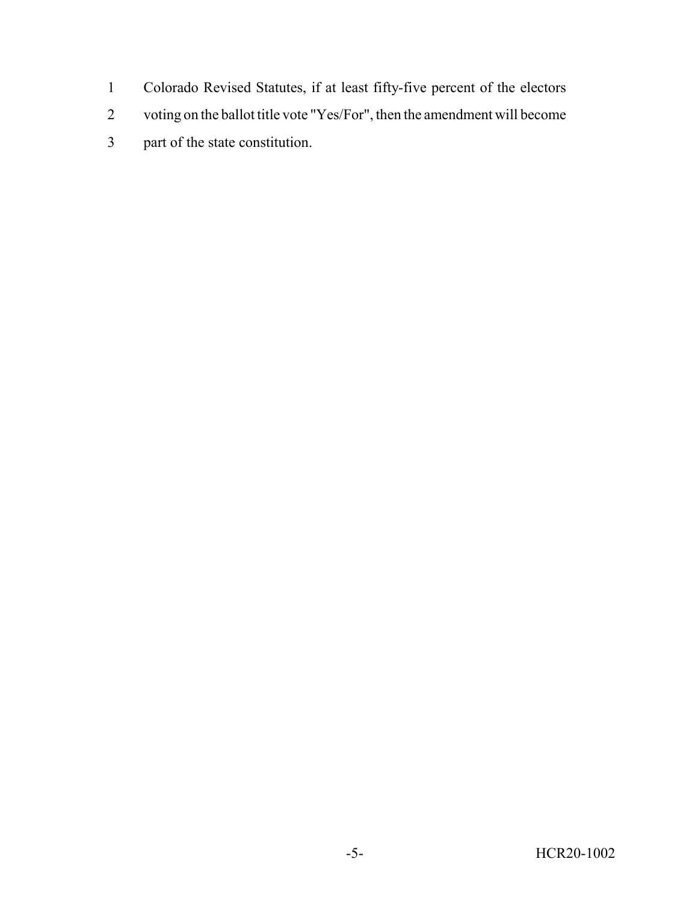Colorado Revised Statutes, if at least fifty-five percent of the electors voting on the ballot title vote "Yes/For", then the amendment will become part of the state constitution.